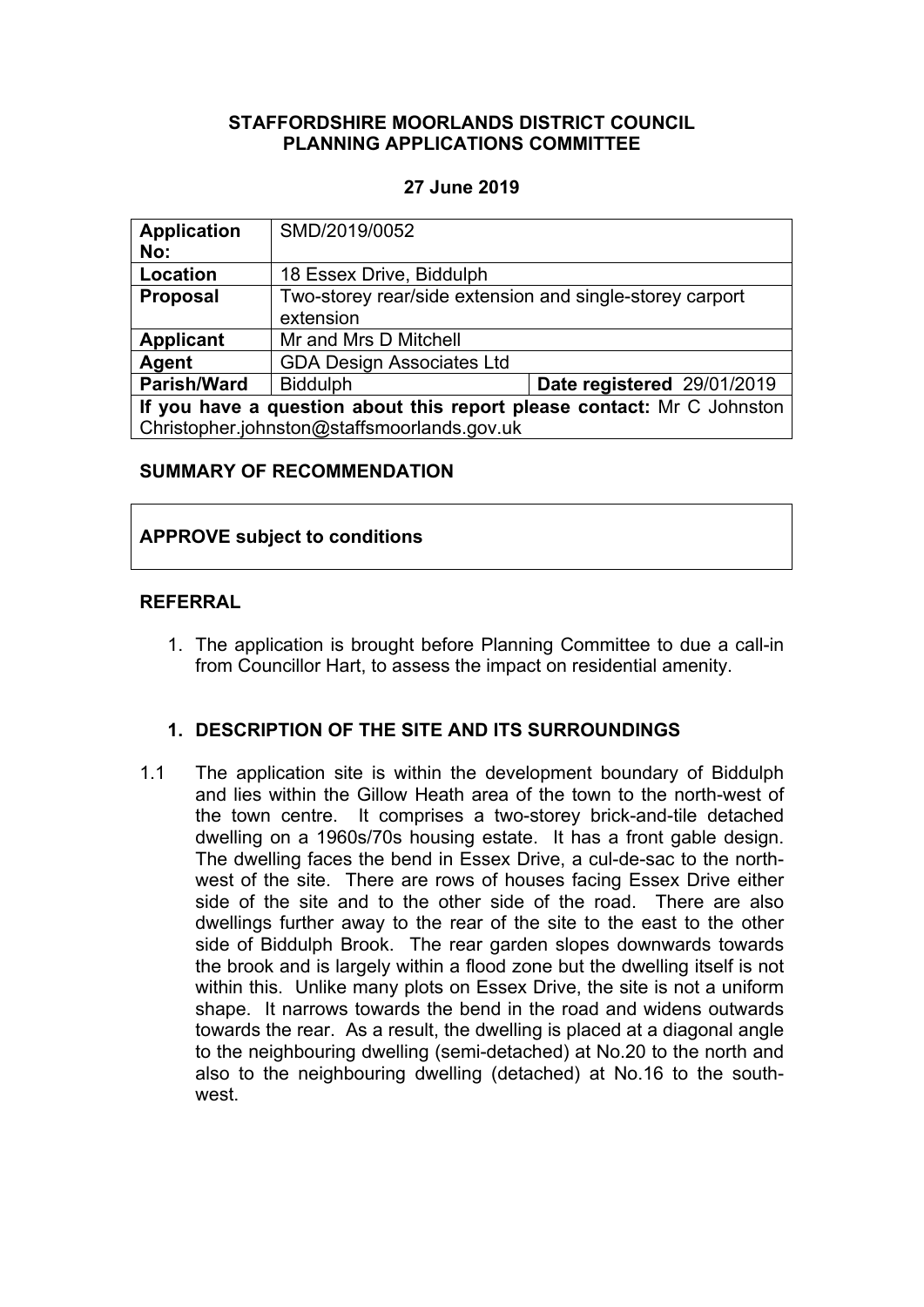**STAFFORDSHIRE MOORLANDS DISTRICT COUNCIL**
**PLANNING APPLICATIONS COMMITTEE**

**27 June 2019**

| **Application No:** | SMD/2019/0052 | |
|---|---|---|
| **Location** | 18 Essex Drive, Biddulph | |
| **Proposal** | Two-storey rear/side extension and single-storey carport extension | |
| **Applicant** | Mr and Mrs D Mitchell | |
| **Agent** | GDA Design Associates Ltd | |
| **Parish/Ward** | Biddulph | **Date registered** 29/01/2019 |
| **If you have a question about this report please contact:** Mr C Johnston Christopher.johnston@staffsmoorlands.gov.uk | | |

**SUMMARY OF RECOMMENDATION**

**APPROVE subject to conditions**

**REFERRAL**

1. The application is brought before Planning Committee to due a call-in from Councillor Hart, to assess the impact on residential amenity.

## 1. DESCRIPTION OF THE SITE AND ITS SURROUNDINGS

1.1 The application site is within the development boundary of Biddulph and lies within the Gillow Heath area of the town to the north-west of the town centre. It comprises a two-storey brick-and-tile detached dwelling on a 1960s/70s housing estate. It has a front gable design. The dwelling faces the bend in Essex Drive, a cul-de-sac to the north-west of the site. There are rows of houses facing Essex Drive either side of the site and to the other side of the road. There are also dwellings further away to the rear of the site to the east to the other side of Biddulph Brook. The rear garden slopes downwards towards the brook and is largely within a flood zone but the dwelling itself is not within this. Unlike many plots on Essex Drive, the site is not a uniform shape. It narrows towards the bend in the road and widens outwards towards the rear. As a result, the dwelling is placed at a diagonal angle to the neighbouring dwelling (semi-detached) at No.20 to the north and also to the neighbouring dwelling (detached) at No.16 to the south-west.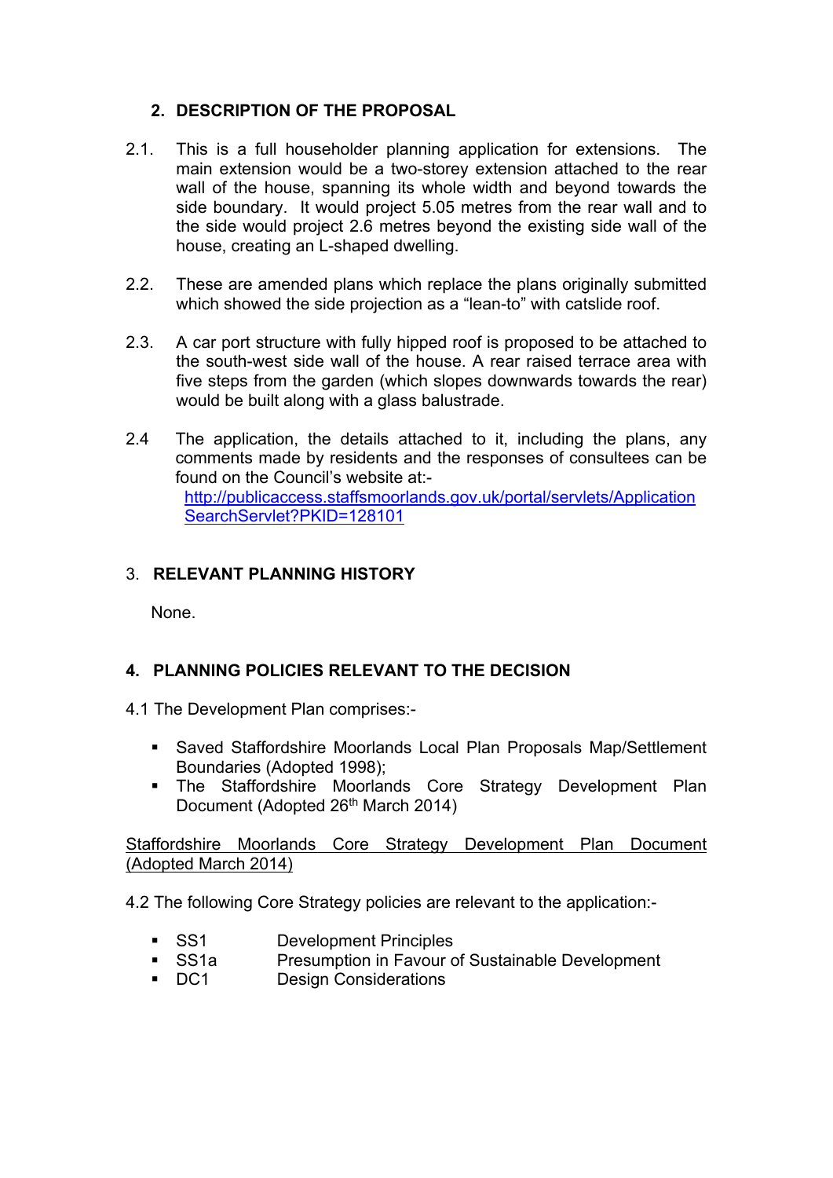## 2. DESCRIPTION OF THE PROPOSAL

2.1. This is a full householder planning application for extensions. The main extension would be a two-storey extension attached to the rear wall of the house, spanning its whole width and beyond towards the side boundary. It would project 5.05 metres from the rear wall and to the side would project 2.6 metres beyond the existing side wall of the house, creating an L-shaped dwelling.

2.2. These are amended plans which replace the plans originally submitted which showed the side projection as a "lean-to" with catslide roof.

2.3. A car port structure with fully hipped roof is proposed to be attached to the south-west side wall of the house. A rear raised terrace area with five steps from the garden (which slopes downwards towards the rear) would be built along with a glass balustrade.

2.4 The application, the details attached to it, including the plans, any comments made by residents and the responses of consultees can be found on the Council's website at:-
[http://publicaccess.staffsmoorlands.gov.uk/portal/servlets/ApplicationSearchServlet?PKID=128101](http://publicaccess.staffsmoorlands.gov.uk/portal/servlets/ApplicationSearchServlet?PKID=128101)

## 3. RELEVANT PLANNING HISTORY

None.

## 4. PLANNING POLICIES RELEVANT TO THE DECISION

4.1 The Development Plan comprises:-

- Saved Staffordshire Moorlands Local Plan Proposals Map/Settlement Boundaries (Adopted 1998);
- The Staffordshire Moorlands Core Strategy Development Plan Document (Adopted 26th March 2014)

Staffordshire Moorlands Core Strategy Development Plan Document (Adopted March 2014)

4.2 The following Core Strategy policies are relevant to the application:-

- SS1 Development Principles
- SS1a Presumption in Favour of Sustainable Development
- DC1 Design Considerations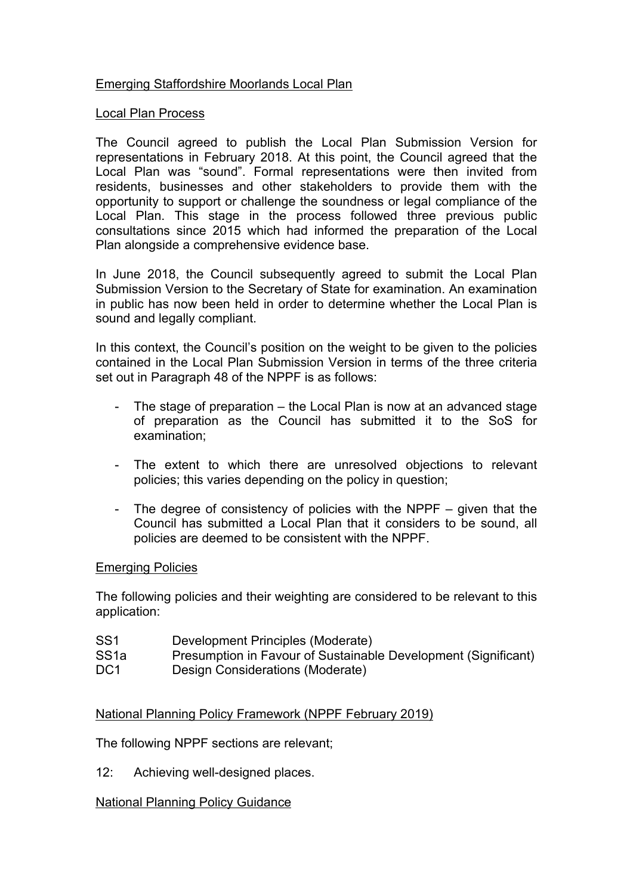Emerging Staffordshire Moorlands Local Plan

Local Plan Process

The Council agreed to publish the Local Plan Submission Version for representations in February 2018. At this point, the Council agreed that the Local Plan was "sound". Formal representations were then invited from residents, businesses and other stakeholders to provide them with the opportunity to support or challenge the soundness or legal compliance of the Local Plan. This stage in the process followed three previous public consultations since 2015 which had informed the preparation of the Local Plan alongside a comprehensive evidence base.

In June 2018, the Council subsequently agreed to submit the Local Plan Submission Version to the Secretary of State for examination. An examination in public has now been held in order to determine whether the Local Plan is sound and legally compliant.

In this context, the Council's position on the weight to be given to the policies contained in the Local Plan Submission Version in terms of the three criteria set out in Paragraph 48 of the NPPF is as follows:

- The stage of preparation – the Local Plan is now at an advanced stage of preparation as the Council has submitted it to the SoS for examination;
- The extent to which there are unresolved objections to relevant policies; this varies depending on the policy in question;
- The degree of consistency of policies with the NPPF – given that the Council has submitted a Local Plan that it considers to be sound, all policies are deemed to be consistent with the NPPF.

Emerging Policies

The following policies and their weighting are considered to be relevant to this application:

SS1 Development Principles (Moderate)
SS1a Presumption in Favour of Sustainable Development (Significant)
DC1 Design Considerations (Moderate)

National Planning Policy Framework (NPPF February 2019)

The following NPPF sections are relevant;

12: Achieving well-designed places.

National Planning Policy Guidance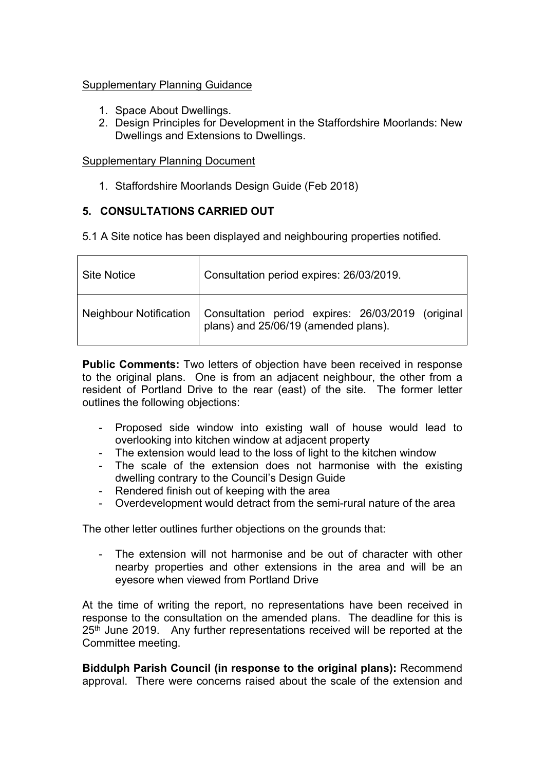Supplementary Planning Guidance

1. Space About Dwellings.
2. Design Principles for Development in the Staffordshire Moorlands: New Dwellings and Extensions to Dwellings.

Supplementary Planning Document

1. Staffordshire Moorlands Design Guide (Feb 2018)

## 5. CONSULTATIONS CARRIED OUT

5.1 A Site notice has been displayed and neighbouring properties notified.

| Site Notice | Consultation period expires: 26/03/2019. |
|---|---|
| Neighbour Notification | Consultation period expires: 26/03/2019 (original plans) and 25/06/19 (amended plans). |

**Public Comments:** Two letters of objection have been received in response to the original plans. One is from an adjacent neighbour, the other from a resident of Portland Drive to the rear (east) of the site. The former letter outlines the following objections:

- Proposed side window into existing wall of house would lead to overlooking into kitchen window at adjacent property
- The extension would lead to the loss of light to the kitchen window
- The scale of the extension does not harmonise with the existing dwelling contrary to the Council's Design Guide
- Rendered finish out of keeping with the area
- Overdevelopment would detract from the semi-rural nature of the area

The other letter outlines further objections on the grounds that:

- The extension will not harmonise and be out of character with other nearby properties and other extensions in the area and will be an eyesore when viewed from Portland Drive

At the time of writing the report, no representations have been received in response to the consultation on the amended plans. The deadline for this is 25th June 2019. Any further representations received will be reported at the Committee meeting.

**Biddulph Parish Council (in response to the original plans):** Recommend approval. There were concerns raised about the scale of the extension and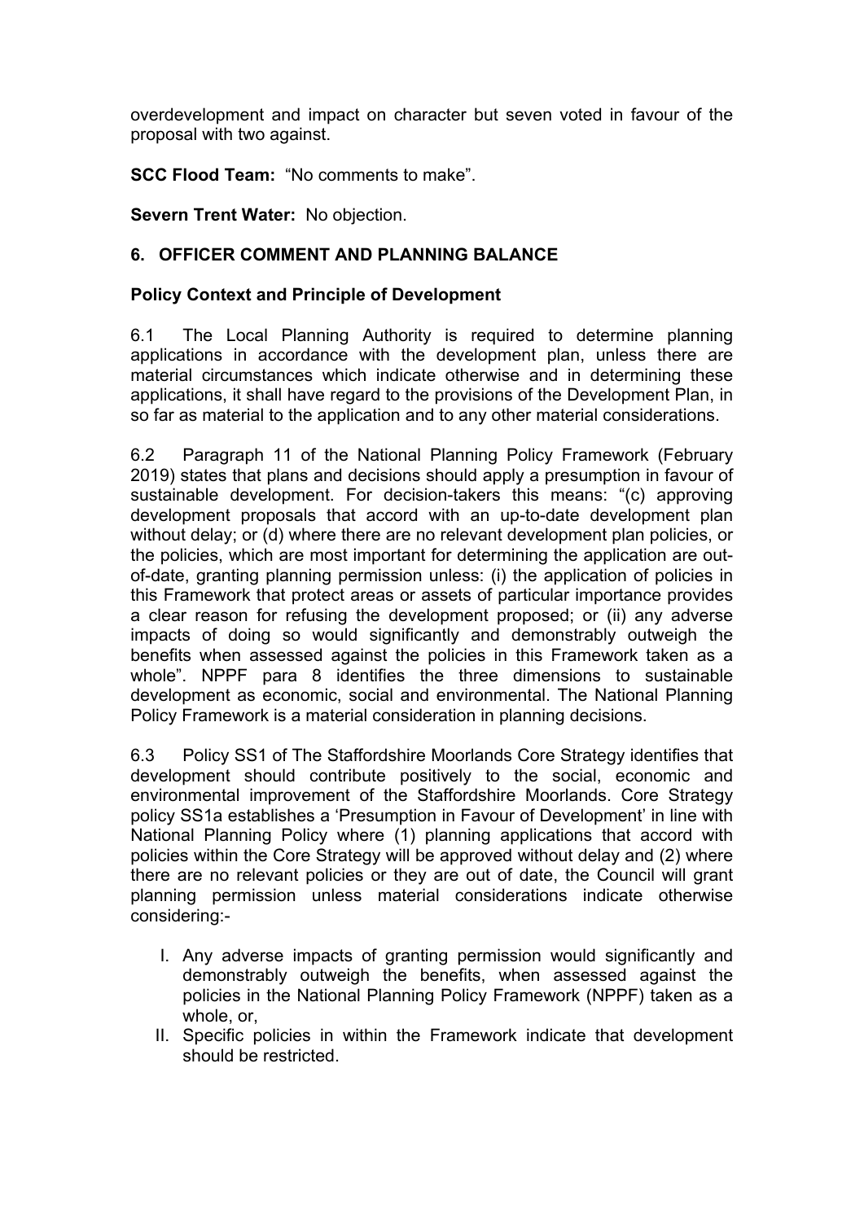overdevelopment and impact on character but seven voted in favour of the proposal with two against.

**SCC Flood Team:** "No comments to make".

**Severn Trent Water:** No objection.

## 6. OFFICER COMMENT AND PLANNING BALANCE

### Policy Context and Principle of Development

6.1 The Local Planning Authority is required to determine planning applications in accordance with the development plan, unless there are material circumstances which indicate otherwise and in determining these applications, it shall have regard to the provisions of the Development Plan, in so far as material to the application and to any other material considerations.

6.2 Paragraph 11 of the National Planning Policy Framework (February 2019) states that plans and decisions should apply a presumption in favour of sustainable development. For decision-takers this means: "(c) approving development proposals that accord with an up-to-date development plan without delay; or (d) where there are no relevant development plan policies, or the policies, which are most important for determining the application are out-of-date, granting planning permission unless: (i) the application of policies in this Framework that protect areas or assets of particular importance provides a clear reason for refusing the development proposed; or (ii) any adverse impacts of doing so would significantly and demonstrably outweigh the benefits when assessed against the policies in this Framework taken as a whole". NPPF para 8 identifies the three dimensions to sustainable development as economic, social and environmental. The National Planning Policy Framework is a material consideration in planning decisions.

6.3 Policy SS1 of The Staffordshire Moorlands Core Strategy identifies that development should contribute positively to the social, economic and environmental improvement of the Staffordshire Moorlands. Core Strategy policy SS1a establishes a 'Presumption in Favour of Development' in line with National Planning Policy where (1) planning applications that accord with policies within the Core Strategy will be approved without delay and (2) where there are no relevant policies or they are out of date, the Council will grant planning permission unless material considerations indicate otherwise considering:-

I. Any adverse impacts of granting permission would significantly and demonstrably outweigh the benefits, when assessed against the policies in the National Planning Policy Framework (NPPF) taken as a whole, or,
II. Specific policies in within the Framework indicate that development should be restricted.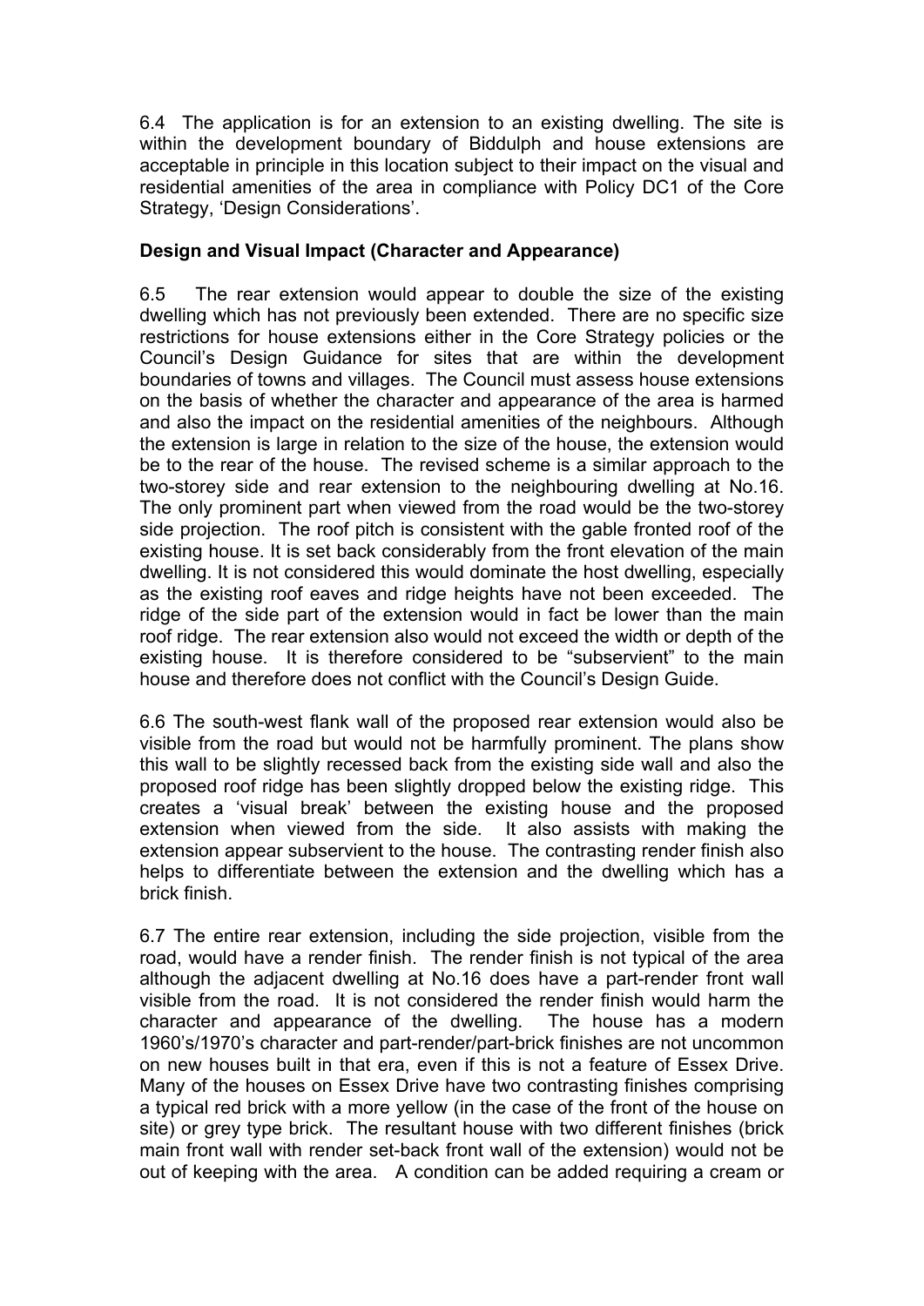6.4 The application is for an extension to an existing dwelling. The site is within the development boundary of Biddulph and house extensions are acceptable in principle in this location subject to their impact on the visual and residential amenities of the area in compliance with Policy DC1 of the Core Strategy, 'Design Considerations'.

**Design and Visual Impact (Character and Appearance)**

6.5 The rear extension would appear to double the size of the existing dwelling which has not previously been extended. There are no specific size restrictions for house extensions either in the Core Strategy policies or the Council's Design Guidance for sites that are within the development boundaries of towns and villages. The Council must assess house extensions on the basis of whether the character and appearance of the area is harmed and also the impact on the residential amenities of the neighbours. Although the extension is large in relation to the size of the house, the extension would be to the rear of the house. The revised scheme is a similar approach to the two-storey side and rear extension to the neighbouring dwelling at No.16. The only prominent part when viewed from the road would be the two-storey side projection. The roof pitch is consistent with the gable fronted roof of the existing house. It is set back considerably from the front elevation of the main dwelling. It is not considered this would dominate the host dwelling, especially as the existing roof eaves and ridge heights have not been exceeded. The ridge of the side part of the extension would in fact be lower than the main roof ridge. The rear extension also would not exceed the width or depth of the existing house. It is therefore considered to be "subservient" to the main house and therefore does not conflict with the Council's Design Guide.

6.6 The south-west flank wall of the proposed rear extension would also be visible from the road but would not be harmfully prominent. The plans show this wall to be slightly recessed back from the existing side wall and also the proposed roof ridge has been slightly dropped below the existing ridge. This creates a 'visual break' between the existing house and the proposed extension when viewed from the side. It also assists with making the extension appear subservient to the house. The contrasting render finish also helps to differentiate between the extension and the dwelling which has a brick finish.

6.7 The entire rear extension, including the side projection, visible from the road, would have a render finish. The render finish is not typical of the area although the adjacent dwelling at No.16 does have a part-render front wall visible from the road. It is not considered the render finish would harm the character and appearance of the dwelling. The house has a modern 1960's/1970's character and part-render/part-brick finishes are not uncommon on new houses built in that era, even if this is not a feature of Essex Drive. Many of the houses on Essex Drive have two contrasting finishes comprising a typical red brick with a more yellow (in the case of the front of the house on site) or grey type brick. The resultant house with two different finishes (brick main front wall with render set-back front wall of the extension) would not be out of keeping with the area. A condition can be added requiring a cream or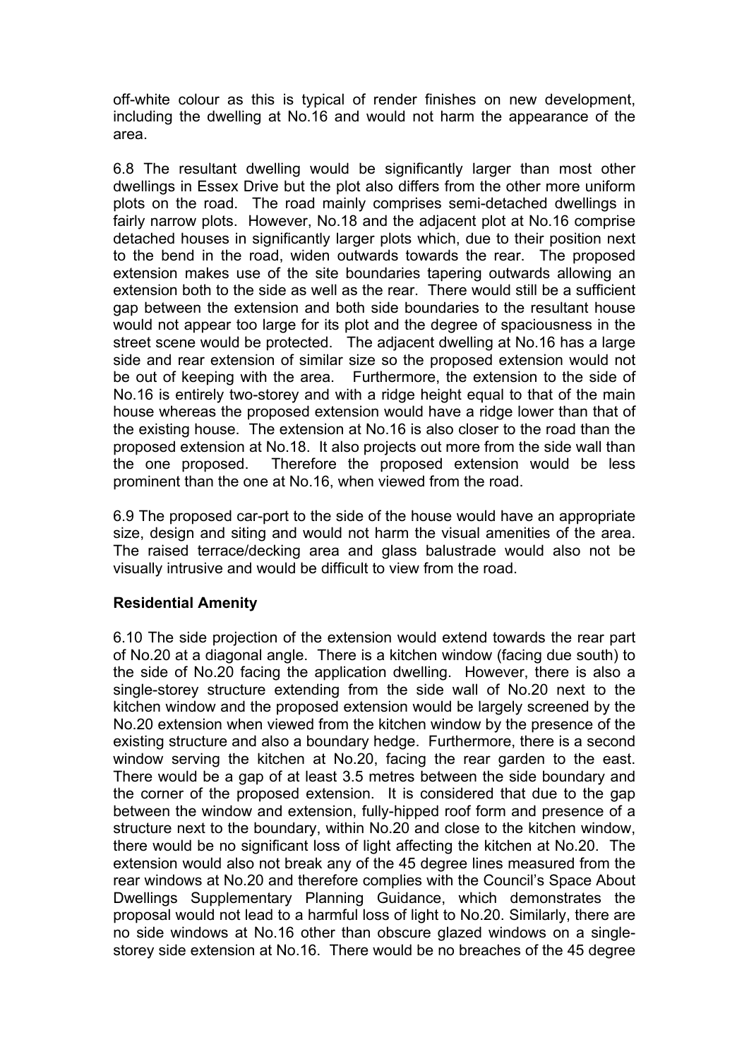off-white colour as this is typical of render finishes on new development, including the dwelling at No.16 and would not harm the appearance of the area.

6.8 The resultant dwelling would be significantly larger than most other dwellings in Essex Drive but the plot also differs from the other more uniform plots on the road. The road mainly comprises semi-detached dwellings in fairly narrow plots. However, No.18 and the adjacent plot at No.16 comprise detached houses in significantly larger plots which, due to their position next to the bend in the road, widen outwards towards the rear. The proposed extension makes use of the site boundaries tapering outwards allowing an extension both to the side as well as the rear. There would still be a sufficient gap between the extension and both side boundaries to the resultant house would not appear too large for its plot and the degree of spaciousness in the street scene would be protected. The adjacent dwelling at No.16 has a large side and rear extension of similar size so the proposed extension would not be out of keeping with the area. Furthermore, the extension to the side of No.16 is entirely two-storey and with a ridge height equal to that of the main house whereas the proposed extension would have a ridge lower than that of the existing house. The extension at No.16 is also closer to the road than the proposed extension at No.18. It also projects out more from the side wall than the one proposed. Therefore the proposed extension would be less prominent than the one at No.16, when viewed from the road.

6.9 The proposed car-port to the side of the house would have an appropriate size, design and siting and would not harm the visual amenities of the area. The raised terrace/decking area and glass balustrade would also not be visually intrusive and would be difficult to view from the road.

**Residential Amenity**

6.10 The side projection of the extension would extend towards the rear part of No.20 at a diagonal angle. There is a kitchen window (facing due south) to the side of No.20 facing the application dwelling. However, there is also a single-storey structure extending from the side wall of No.20 next to the kitchen window and the proposed extension would be largely screened by the No.20 extension when viewed from the kitchen window by the presence of the existing structure and also a boundary hedge. Furthermore, there is a second window serving the kitchen at No.20, facing the rear garden to the east. There would be a gap of at least 3.5 metres between the side boundary and the corner of the proposed extension. It is considered that due to the gap between the window and extension, fully-hipped roof form and presence of a structure next to the boundary, within No.20 and close to the kitchen window, there would be no significant loss of light affecting the kitchen at No.20. The extension would also not break any of the 45 degree lines measured from the rear windows at No.20 and therefore complies with the Council's Space About Dwellings Supplementary Planning Guidance, which demonstrates the proposal would not lead to a harmful loss of light to No.20. Similarly, there are no side windows at No.16 other than obscure glazed windows on a single-storey side extension at No.16. There would be no breaches of the 45 degree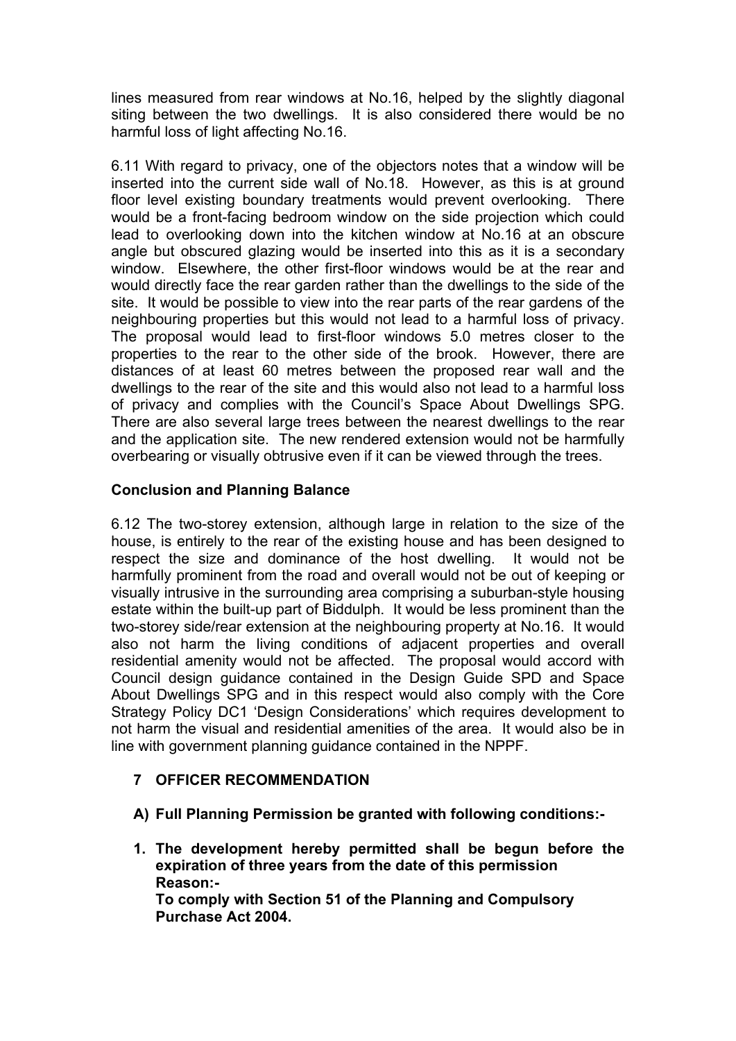lines measured from rear windows at No.16, helped by the slightly diagonal siting between the two dwellings. It is also considered there would be no harmful loss of light affecting No.16.

6.11 With regard to privacy, one of the objectors notes that a window will be inserted into the current side wall of No.18. However, as this is at ground floor level existing boundary treatments would prevent overlooking. There would be a front-facing bedroom window on the side projection which could lead to overlooking down into the kitchen window at No.16 at an obscure angle but obscured glazing would be inserted into this as it is a secondary window. Elsewhere, the other first-floor windows would be at the rear and would directly face the rear garden rather than the dwellings to the side of the site. It would be possible to view into the rear parts of the rear gardens of the neighbouring properties but this would not lead to a harmful loss of privacy. The proposal would lead to first-floor windows 5.0 metres closer to the properties to the rear to the other side of the brook. However, there are distances of at least 60 metres between the proposed rear wall and the dwellings to the rear of the site and this would also not lead to a harmful loss of privacy and complies with the Council's Space About Dwellings SPG. There are also several large trees between the nearest dwellings to the rear and the application site. The new rendered extension would not be harmfully overbearing or visually obtrusive even if it can be viewed through the trees.

**Conclusion and Planning Balance**

6.12 The two-storey extension, although large in relation to the size of the house, is entirely to the rear of the existing house and has been designed to respect the size and dominance of the host dwelling. It would not be harmfully prominent from the road and overall would not be out of keeping or visually intrusive in the surrounding area comprising a suburban-style housing estate within the built-up part of Biddulph. It would be less prominent than the two-storey side/rear extension at the neighbouring property at No.16. It would also not harm the living conditions of adjacent properties and overall residential amenity would not be affected. The proposal would accord with Council design guidance contained in the Design Guide SPD and Space About Dwellings SPG and in this respect would also comply with the Core Strategy Policy DC1 'Design Considerations' which requires development to not harm the visual and residential amenities of the area. It would also be in line with government planning guidance contained in the NPPF.

## 7 OFFICER RECOMMENDATION

**A) Full Planning Permission be granted with following conditions:-**

1. **The development hereby permitted shall be begun before the expiration of three years from the date of this permission**
   **Reason:-**
   **To comply with Section 51 of the Planning and Compulsory Purchase Act 2004.**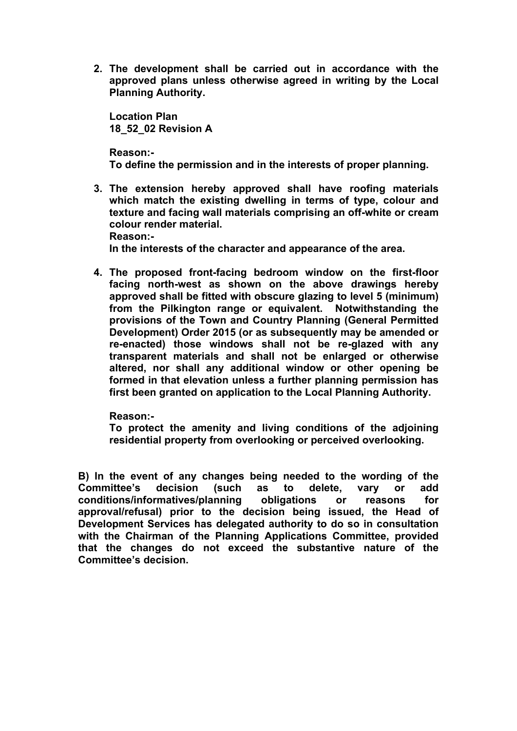**2. The development shall be carried out in accordance with the approved plans unless otherwise agreed in writing by the Local Planning Authority.**

**Location Plan**
**18_52_02 Revision A**

**Reason:-**
**To define the permission and in the interests of proper planning.**

**3. The extension hereby approved shall have roofing materials which match the existing dwelling in terms of type, colour and texture and facing wall materials comprising an off-white or cream colour render material.**
**Reason:-**
**In the interests of the character and appearance of the area.**

**4. The proposed front-facing bedroom window on the first-floor facing north-west as shown on the above drawings hereby approved shall be fitted with obscure glazing to level 5 (minimum) from the Pilkington range or equivalent. Notwithstanding the provisions of the Town and Country Planning (General Permitted Development) Order 2015 (or as subsequently may be amended or re-enacted) those windows shall not be re-glazed with any transparent materials and shall not be enlarged or otherwise altered, nor shall any additional window or other opening be formed in that elevation unless a further planning permission has first been granted on application to the Local Planning Authority.**

**Reason:-**
**To protect the amenity and living conditions of the adjoining residential property from overlooking or perceived overlooking.**

**B) In the event of any changes being needed to the wording of the Committee's decision (such as to delete, vary or add conditions/informatives/planning obligations or reasons for approval/refusal) prior to the decision being issued, the Head of Development Services has delegated authority to do so in consultation with the Chairman of the Planning Applications Committee, provided that the changes do not exceed the substantive nature of the Committee's decision.**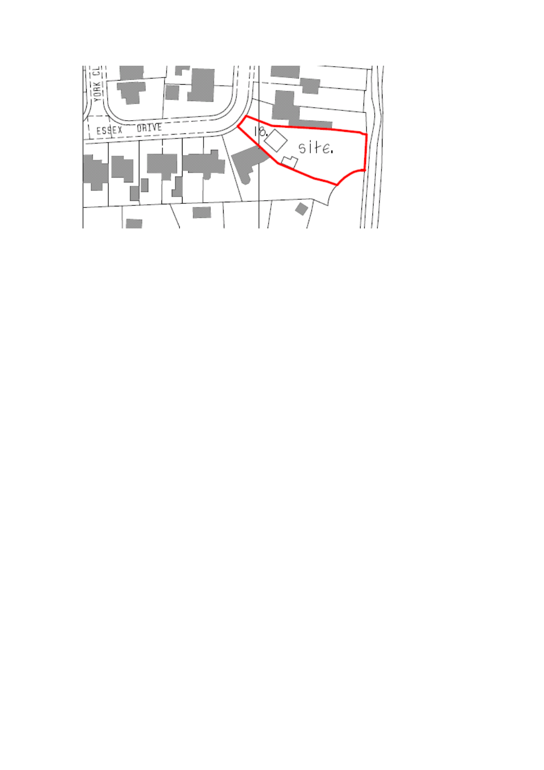YORK CL

ESSEX DRIVE

18.

site.